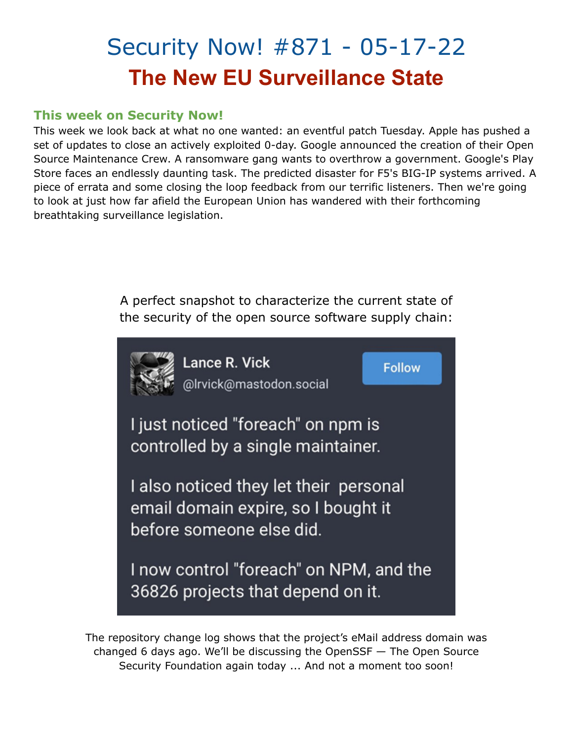# Security Now! #871 - 05-17-22

## The New EU Surveillance State

### This week on Security Now!

This week we look back at what no one wanted: an eventful patch Tuesday. Apple has pushed a set of updates to close an actively exploited 0-day. Google announced the creation of their Open Source Maintenance Crew. A ransomware gang wants to overthrow a government. Google's Play Store faces an endlessly daunting task. The predicted disaster for F5's BIG-IP systems arrived. A piece of errata and some closing the loop feedback from our terrific listeners. Then we're going to look at just how far afield the European Union has wandered with their forthcoming breathtaking surveillance legislation.

A perfect snapshot to characterize the current state of the security of the open source software supply chain:

Lance R. Vick
@lrvick@mastodon.social

Follow

I just noticed "foreach" on npm is controlled by a single maintainer.

I also noticed they let their personal email domain expire, so I bought it before someone else did.

I now control "foreach" on NPM, and the 36826 projects that depend on it.

The repository change log shows that the project's eMail address domain was changed 6 days ago. We'll be discussing the OpenSSF — The Open Source Security Foundation again today ... And not a moment too soon!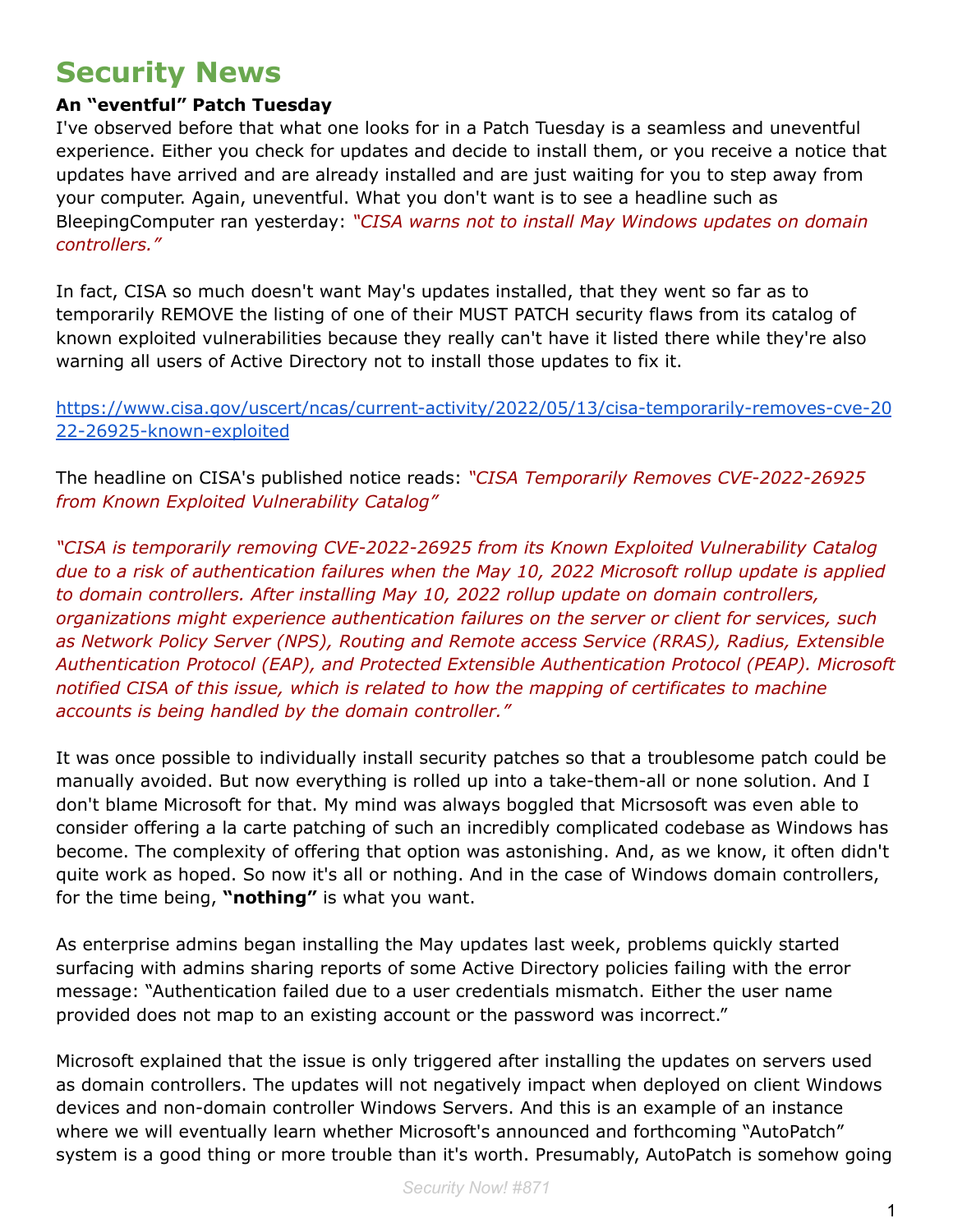# Security News

**An "eventful" Patch Tuesday**

I've observed before that what one looks for in a Patch Tuesday is a seamless and uneventful experience. Either you check for updates and decide to install them, or you receive a notice that updates have arrived and are already installed and are just waiting for you to step away from your computer. Again, uneventful. What you don't want is to see a headline such as BleepingComputer ran yesterday: *"CISA warns not to install May Windows updates on domain controllers."*

In fact, CISA so much doesn't want May's updates installed, that they went so far as to temporarily REMOVE the listing of one of their MUST PATCH security flaws from its catalog of known exploited vulnerabilities because they really can't have it listed there while they're also warning all users of Active Directory not to install those updates to fix it.

https://www.cisa.gov/uscert/ncas/current-activity/2022/05/13/cisa-temporarily-removes-cve-2022-26925-known-exploited

The headline on CISA's published notice reads: *"CISA Temporarily Removes CVE-2022-26925 from Known Exploited Vulnerability Catalog"*

*"CISA is temporarily removing CVE-2022-26925 from its Known Exploited Vulnerability Catalog due to a risk of authentication failures when the May 10, 2022 Microsoft rollup update is applied to domain controllers. After installing May 10, 2022 rollup update on domain controllers, organizations might experience authentication failures on the server or client for services, such as Network Policy Server (NPS), Routing and Remote access Service (RRAS), Radius, Extensible Authentication Protocol (EAP), and Protected Extensible Authentication Protocol (PEAP). Microsoft notified CISA of this issue, which is related to how the mapping of certificates to machine accounts is being handled by the domain controller."*

It was once possible to individually install security patches so that a troublesome patch could be manually avoided. But now everything is rolled up into a take-them-all or none solution. And I don't blame Microsoft for that. My mind was always boggled that Micrsosoft was even able to consider offering a la carte patching of such an incredibly complicated codebase as Windows has become. The complexity of offering that option was astonishing. And, as we know, it often didn't quite work as hoped. So now it's all or nothing. And in the case of Windows domain controllers, for the time being, **"nothing"** is what you want.

As enterprise admins began installing the May updates last week, problems quickly started surfacing with admins sharing reports of some Active Directory policies failing with the error message: "Authentication failed due to a user credentials mismatch. Either the user name provided does not map to an existing account or the password was incorrect."

Microsoft explained that the issue is only triggered after installing the updates on servers used as domain controllers. The updates will not negatively impact when deployed on client Windows devices and non-domain controller Windows Servers. And this is an example of an instance where we will eventually learn whether Microsoft's announced and forthcoming "AutoPatch" system is a good thing or more trouble than it's worth. Presumably, AutoPatch is somehow going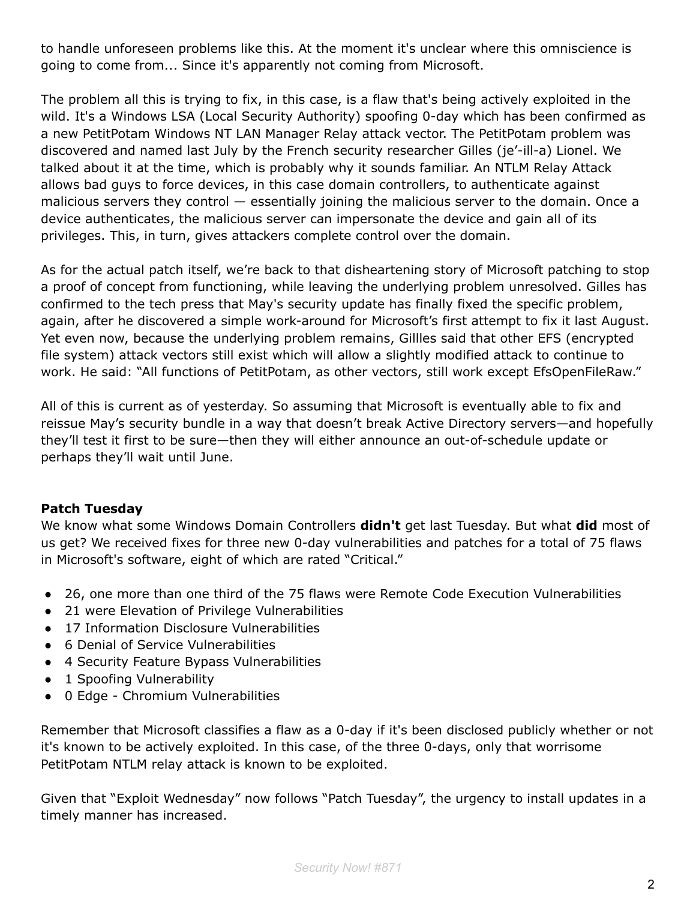to handle unforeseen problems like this. At the moment it's unclear where this omniscience is going to come from... Since it's apparently not coming from Microsoft.

The problem all this is trying to fix, in this case, is a flaw that's being actively exploited in the wild. It's a Windows LSA (Local Security Authority) spoofing 0-day which has been confirmed as a new PetitPotam Windows NT LAN Manager Relay attack vector. The PetitPotam problem was discovered and named last July by the French security researcher Gilles (je'-ill-a) Lionel. We talked about it at the time, which is probably why it sounds familiar. An NTLM Relay Attack allows bad guys to force devices, in this case domain controllers, to authenticate against malicious servers they control — essentially joining the malicious server to the domain. Once a device authenticates, the malicious server can impersonate the device and gain all of its privileges. This, in turn, gives attackers complete control over the domain.

As for the actual patch itself, we're back to that disheartening story of Microsoft patching to stop a proof of concept from functioning, while leaving the underlying problem unresolved. Gilles has confirmed to the tech press that May's security update has finally fixed the specific problem, again, after he discovered a simple work-around for Microsoft's first attempt to fix it last August. Yet even now, because the underlying problem remains, Gillles said that other EFS (encrypted file system) attack vectors still exist which will allow a slightly modified attack to continue to work. He said: "All functions of PetitPotam, as other vectors, still work except EfsOpenFileRaw."

All of this is current as of yesterday. So assuming that Microsoft is eventually able to fix and reissue May's security bundle in a way that doesn't break Active Directory servers—and hopefully they'll test it first to be sure—then they will either announce an out-of-schedule update or perhaps they'll wait until June.

**Patch Tuesday**

We know what some Windows Domain Controllers **didn't** get last Tuesday. But what **did** most of us get? We received fixes for three new 0-day vulnerabilities and patches for a total of 75 flaws in Microsoft's software, eight of which are rated "Critical."

- 26, one more than one third of the 75 flaws were Remote Code Execution Vulnerabilities
- 21 were Elevation of Privilege Vulnerabilities
- 17 Information Disclosure Vulnerabilities
- 6 Denial of Service Vulnerabilities
- 4 Security Feature Bypass Vulnerabilities
- 1 Spoofing Vulnerability
- 0 Edge - Chromium Vulnerabilities

Remember that Microsoft classifies a flaw as a 0-day if it's been disclosed publicly whether or not it's known to be actively exploited. In this case, of the three 0-days, only that worrisome PetitPotam NTLM relay attack is known to be exploited.

Given that "Exploit Wednesday" now follows "Patch Tuesday", the urgency to install updates in a timely manner has increased.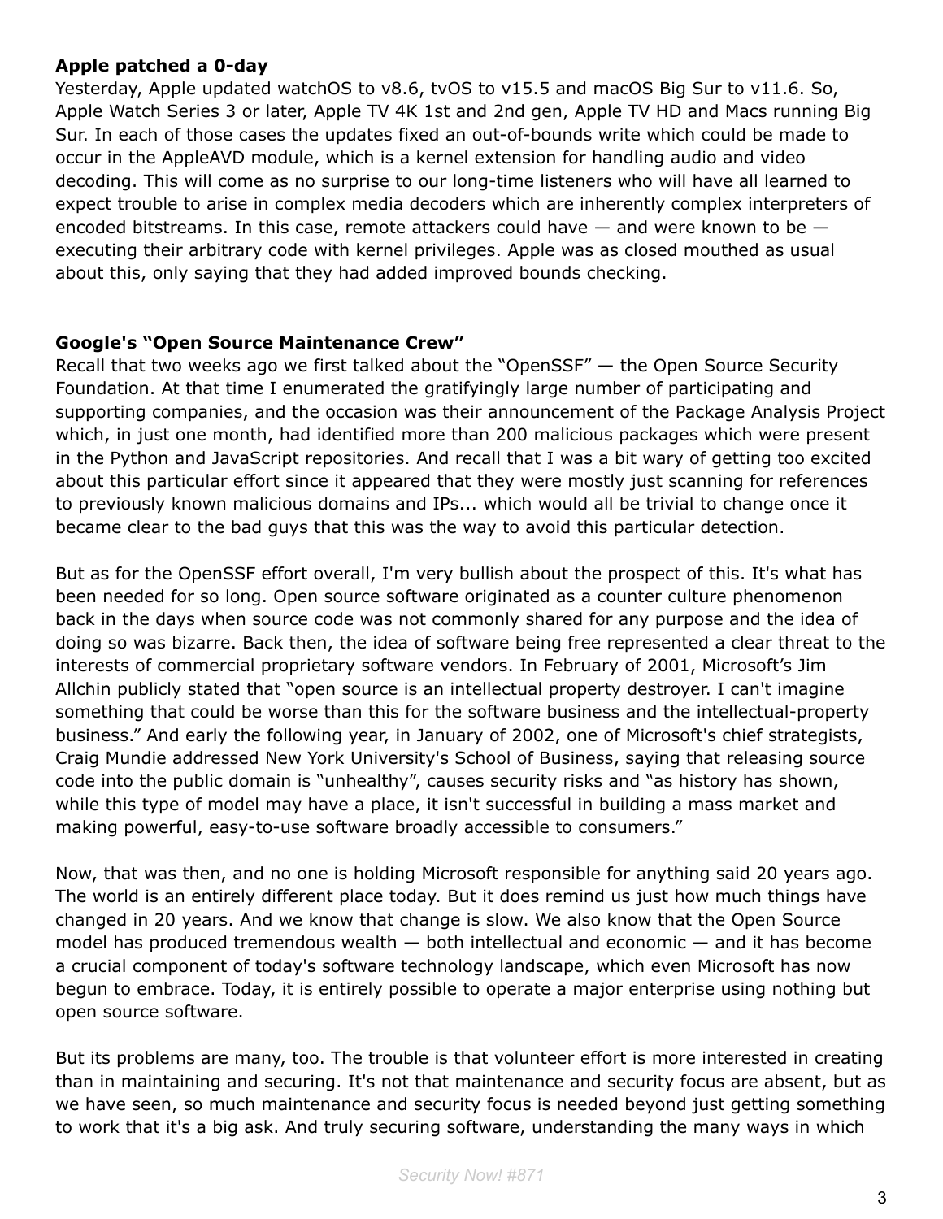**Apple patched a 0-day**

Yesterday, Apple updated watchOS to v8.6, tvOS to v15.5 and macOS Big Sur to v11.6. So, Apple Watch Series 3 or later, Apple TV 4K 1st and 2nd gen, Apple TV HD and Macs running Big Sur. In each of those cases the updates fixed an out-of-bounds write which could be made to occur in the AppleAVD module, which is a kernel extension for handling audio and video decoding. This will come as no surprise to our long-time listeners who will have all learned to expect trouble to arise in complex media decoders which are inherently complex interpreters of encoded bitstreams. In this case, remote attackers could have — and were known to be — executing their arbitrary code with kernel privileges. Apple was as closed mouthed as usual about this, only saying that they had added improved bounds checking.

**Google's "Open Source Maintenance Crew"**

Recall that two weeks ago we first talked about the "OpenSSF" — the Open Source Security Foundation. At that time I enumerated the gratifyingly large number of participating and supporting companies, and the occasion was their announcement of the Package Analysis Project which, in just one month, had identified more than 200 malicious packages which were present in the Python and JavaScript repositories. And recall that I was a bit wary of getting too excited about this particular effort since it appeared that they were mostly just scanning for references to previously known malicious domains and IPs... which would all be trivial to change once it became clear to the bad guys that this was the way to avoid this particular detection.

But as for the OpenSSF effort overall, I'm very bullish about the prospect of this. It's what has been needed for so long. Open source software originated as a counter culture phenomenon back in the days when source code was not commonly shared for any purpose and the idea of doing so was bizarre. Back then, the idea of software being free represented a clear threat to the interests of commercial proprietary software vendors. In February of 2001, Microsoft's Jim Allchin publicly stated that "open source is an intellectual property destroyer. I can't imagine something that could be worse than this for the software business and the intellectual-property business." And early the following year, in January of 2002, one of Microsoft's chief strategists, Craig Mundie addressed New York University's School of Business, saying that releasing source code into the public domain is "unhealthy", causes security risks and "as history has shown, while this type of model may have a place, it isn't successful in building a mass market and making powerful, easy-to-use software broadly accessible to consumers."

Now, that was then, and no one is holding Microsoft responsible for anything said 20 years ago. The world is an entirely different place today. But it does remind us just how much things have changed in 20 years. And we know that change is slow. We also know that the Open Source model has produced tremendous wealth — both intellectual and economic — and it has become a crucial component of today's software technology landscape, which even Microsoft has now begun to embrace. Today, it is entirely possible to operate a major enterprise using nothing but open source software.

But its problems are many, too. The trouble is that volunteer effort is more interested in creating than in maintaining and securing. It's not that maintenance and security focus are absent, but as we have seen, so much maintenance and security focus is needed beyond just getting something to work that it's a big ask. And truly securing software, understanding the many ways in which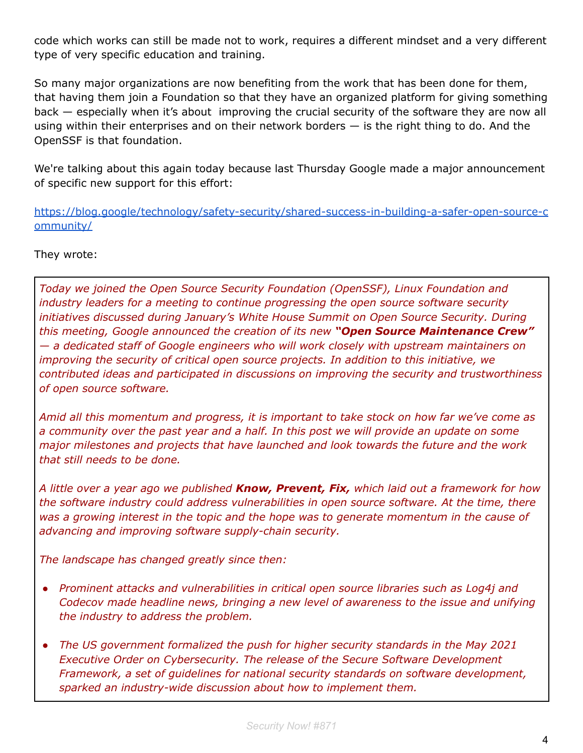code which works can still be made not to work, requires a different mindset and a very different type of very specific education and training.

So many major organizations are now benefiting from the work that has been done for them, that having them join a Foundation so that they have an organized platform for giving something back — especially when it's about improving the crucial security of the software they are now all using within their enterprises and on their network borders — is the right thing to do. And the OpenSSF is that foundation.

We're talking about this again today because last Thursday Google made a major announcement of specific new support for this effort:

https://blog.google/technology/safety-security/shared-success-in-building-a-safer-open-source-community/

They wrote:

> *Today we joined the Open Source Security Foundation (OpenSSF), Linux Foundation and industry leaders for a meeting to continue progressing the open source software security initiatives discussed during January's White House Summit on Open Source Security. During this meeting, Google announced the creation of its new **"Open Source Maintenance Crew"** — a dedicated staff of Google engineers who will work closely with upstream maintainers on improving the security of critical open source projects. In addition to this initiative, we contributed ideas and participated in discussions on improving the security and trustworthiness of open source software.*
>
> *Amid all this momentum and progress, it is important to take stock on how far we've come as a community over the past year and a half. In this post we will provide an update on some major milestones and projects that have launched and look towards the future and the work that still needs to be done.*
>
> *A little over a year ago we published **Know, Prevent, Fix,** which laid out a framework for how the software industry could address vulnerabilities in open source software. At the time, there was a growing interest in the topic and the hope was to generate momentum in the cause of advancing and improving software supply-chain security.*
>
> *The landscape has changed greatly since then:*
>
> - *Prominent attacks and vulnerabilities in critical open source libraries such as Log4j and Codecov made headline news, bringing a new level of awareness to the issue and unifying the industry to address the problem.*
> - *The US government formalized the push for higher security standards in the May 2021 Executive Order on Cybersecurity. The release of the Secure Software Development Framework, a set of guidelines for national security standards on software development, sparked an industry-wide discussion about how to implement them.*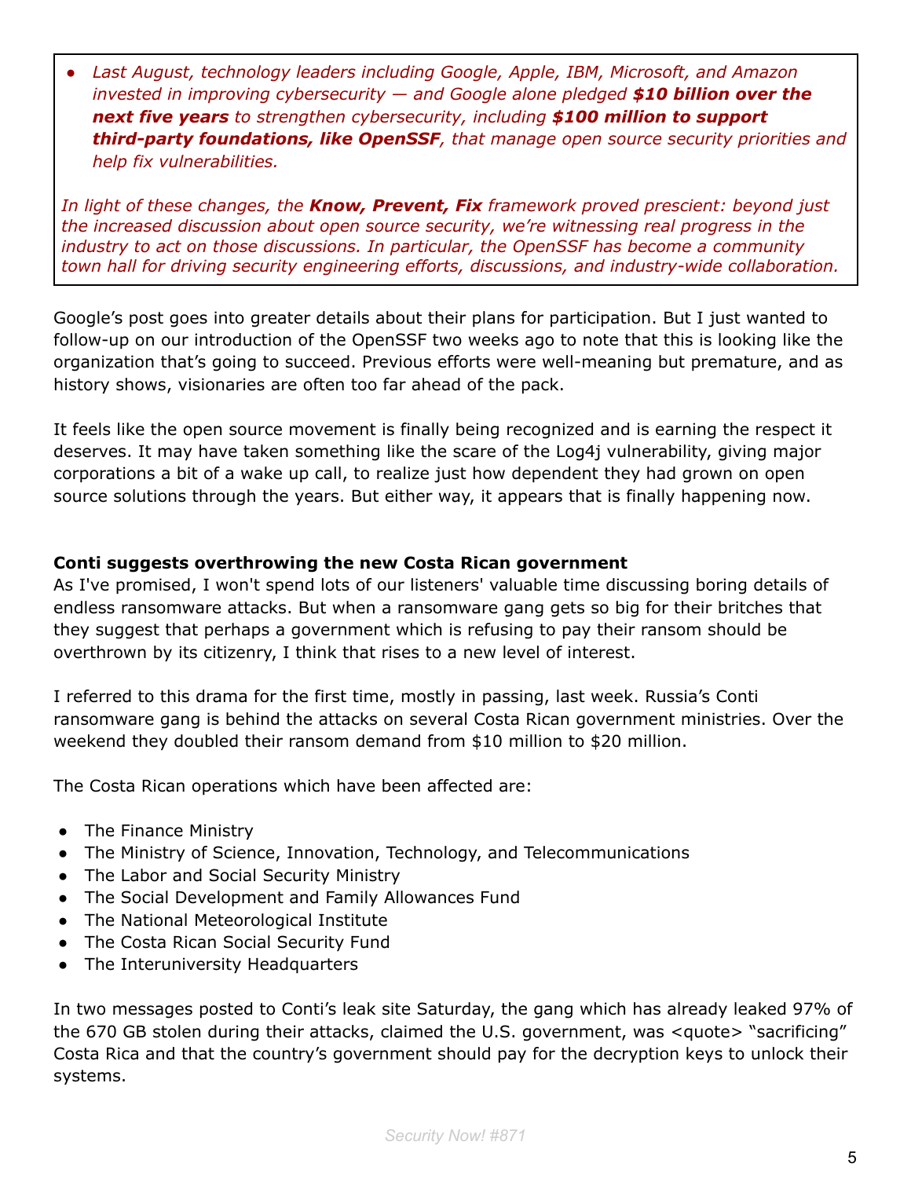> - *Last August, technology leaders including Google, Apple, IBM, Microsoft, and Amazon invested in improving cybersecurity — and Google alone pledged* ***$10 billion over the next five years*** *to strengthen cybersecurity, including* ***$100 million to support third-party foundations, like OpenSSF****, that manage open source security priorities and help fix vulnerabilities.*
>
> *In light of these changes, the* ***Know, Prevent, Fix*** *framework proved prescient: beyond just the increased discussion about open source security, we're witnessing real progress in the industry to act on those discussions. In particular, the OpenSSF has become a community town hall for driving security engineering efforts, discussions, and industry-wide collaboration.*

Google's post goes into greater details about their plans for participation. But I just wanted to follow-up on our introduction of the OpenSSF two weeks ago to note that this is looking like the organization that's going to succeed. Previous efforts were well-meaning but premature, and as history shows, visionaries are often too far ahead of the pack.

It feels like the open source movement is finally being recognized and is earning the respect it deserves. It may have taken something like the scare of the Log4j vulnerability, giving major corporations a bit of a wake up call, to realize just how dependent they had grown on open source solutions through the years. But either way, it appears that is finally happening now.

**Conti suggests overthrowing the new Costa Rican government**

As I've promised, I won't spend lots of our listeners' valuable time discussing boring details of endless ransomware attacks. But when a ransomware gang gets so big for their britches that they suggest that perhaps a government which is refusing to pay their ransom should be overthrown by its citizenry, I think that rises to a new level of interest.

I referred to this drama for the first time, mostly in passing, last week. Russia's Conti ransomware gang is behind the attacks on several Costa Rican government ministries. Over the weekend they doubled their ransom demand from $10 million to $20 million.

The Costa Rican operations which have been affected are:

- The Finance Ministry
- The Ministry of Science, Innovation, Technology, and Telecommunications
- The Labor and Social Security Ministry
- The Social Development and Family Allowances Fund
- The National Meteorological Institute
- The Costa Rican Social Security Fund
- The Interuniversity Headquarters

In two messages posted to Conti's leak site Saturday, the gang which has already leaked 97% of the 670 GB stolen during their attacks, claimed the U.S. government, was <quote> "sacrificing" Costa Rica and that the country's government should pay for the decryption keys to unlock their systems.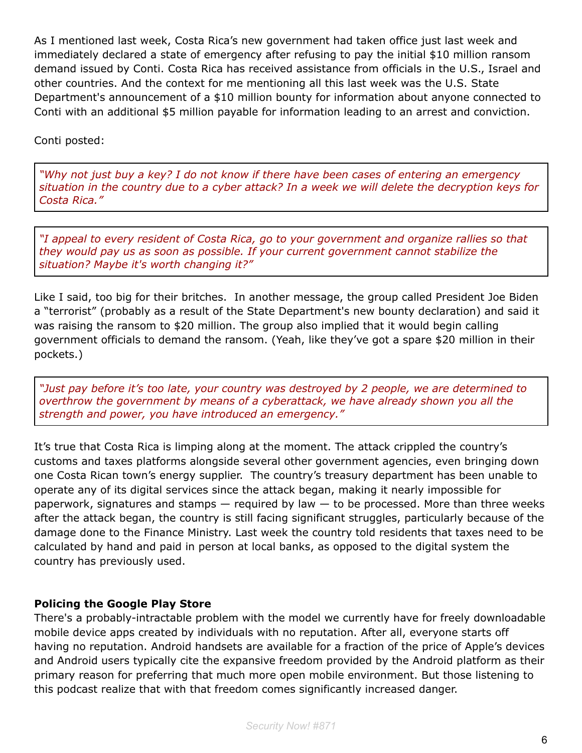As I mentioned last week, Costa Rica's new government had taken office just last week and immediately declared a state of emergency after refusing to pay the initial $10 million ransom demand issued by Conti. Costa Rica has received assistance from officials in the U.S., Israel and other countries. And the context for me mentioning all this last week was the U.S. State Department's announcement of a $10 million bounty for information about anyone connected to Conti with an additional $5 million payable for information leading to an arrest and conviction.

Conti posted:

> *"Why not just buy a key? I do not know if there have been cases of entering an emergency situation in the country due to a cyber attack? In a week we will delete the decryption keys for Costa Rica."*

> *"I appeal to every resident of Costa Rica, go to your government and organize rallies so that they would pay us as soon as possible. If your current government cannot stabilize the situation? Maybe it's worth changing it?"*

Like I said, too big for their britches. In another message, the group called President Joe Biden a "terrorist" (probably as a result of the State Department's new bounty declaration) and said it was raising the ransom to $20 million. The group also implied that it would begin calling government officials to demand the ransom. (Yeah, like they've got a spare $20 million in their pockets.)

> *"Just pay before it's too late, your country was destroyed by 2 people, we are determined to overthrow the government by means of a cyberattack, we have already shown you all the strength and power, you have introduced an emergency."*

It's true that Costa Rica is limping along at the moment. The attack crippled the country's customs and taxes platforms alongside several other government agencies, even bringing down one Costa Rican town's energy supplier. The country's treasury department has been unable to operate any of its digital services since the attack began, making it nearly impossible for paperwork, signatures and stamps — required by law — to be processed. More than three weeks after the attack began, the country is still facing significant struggles, particularly because of the damage done to the Finance Ministry. Last week the country told residents that taxes need to be calculated by hand and paid in person at local banks, as opposed to the digital system the country has previously used.

**Policing the Google Play Store**

There's a probably-intractable problem with the model we currently have for freely downloadable mobile device apps created by individuals with no reputation. After all, everyone starts off having no reputation. Android handsets are available for a fraction of the price of Apple's devices and Android users typically cite the expansive freedom provided by the Android platform as their primary reason for preferring that much more open mobile environment. But those listening to this podcast realize that with that freedom comes significantly increased danger.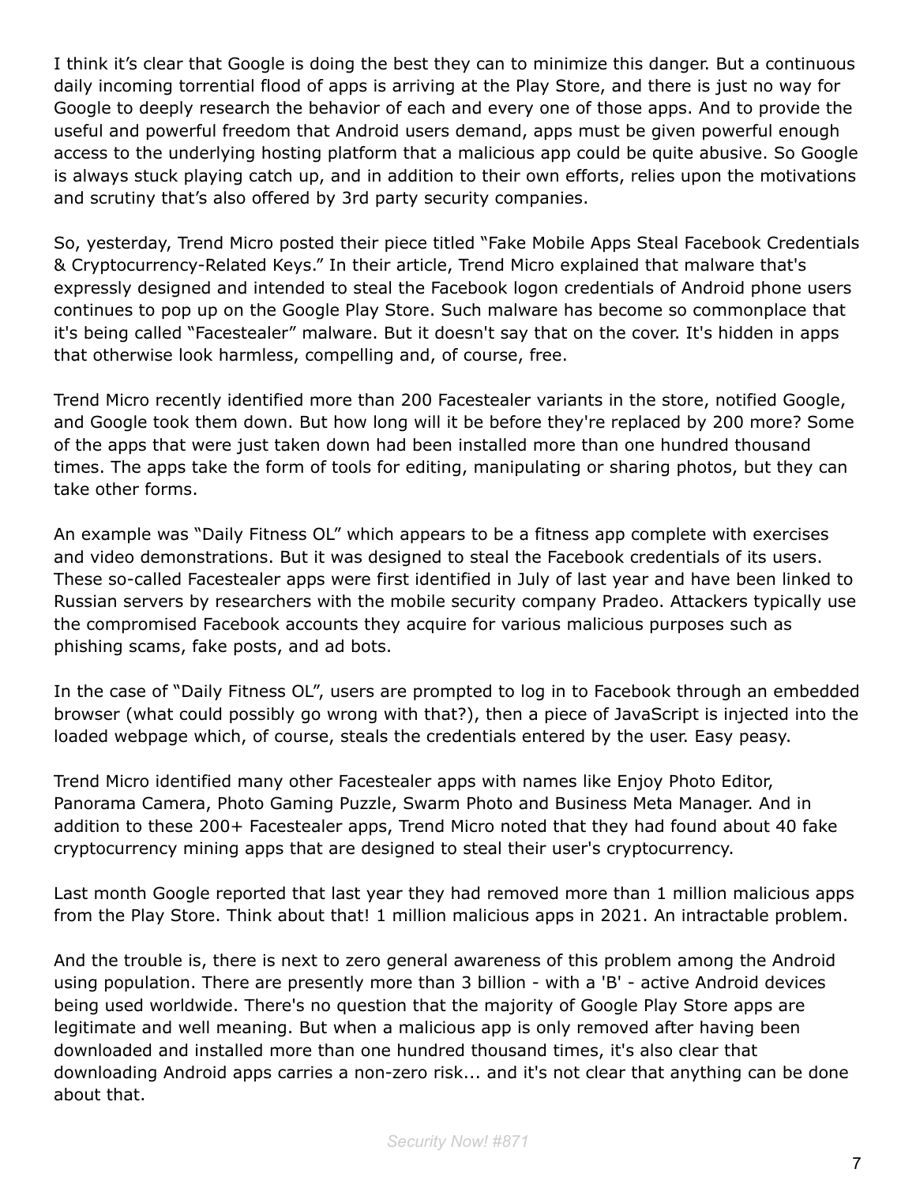I think it's clear that Google is doing the best they can to minimize this danger. But a continuous daily incoming torrential flood of apps is arriving at the Play Store, and there is just no way for Google to deeply research the behavior of each and every one of those apps. And to provide the useful and powerful freedom that Android users demand, apps must be given powerful enough access to the underlying hosting platform that a malicious app could be quite abusive. So Google is always stuck playing catch up, and in addition to their own efforts, relies upon the motivations and scrutiny that's also offered by 3rd party security companies.

So, yesterday, Trend Micro posted their piece titled "Fake Mobile Apps Steal Facebook Credentials & Cryptocurrency-Related Keys." In their article, Trend Micro explained that malware that's expressly designed and intended to steal the Facebook logon credentials of Android phone users continues to pop up on the Google Play Store. Such malware has become so commonplace that it's being called "Facestealer" malware. But it doesn't say that on the cover. It's hidden in apps that otherwise look harmless, compelling and, of course, free.

Trend Micro recently identified more than 200 Facestealer variants in the store, notified Google, and Google took them down. But how long will it be before they're replaced by 200 more? Some of the apps that were just taken down had been installed more than one hundred thousand times. The apps take the form of tools for editing, manipulating or sharing photos, but they can take other forms.

An example was "Daily Fitness OL" which appears to be a fitness app complete with exercises and video demonstrations. But it was designed to steal the Facebook credentials of its users. These so-called Facestealer apps were first identified in July of last year and have been linked to Russian servers by researchers with the mobile security company Pradeo. Attackers typically use the compromised Facebook accounts they acquire for various malicious purposes such as phishing scams, fake posts, and ad bots.

In the case of "Daily Fitness OL", users are prompted to log in to Facebook through an embedded browser (what could possibly go wrong with that?), then a piece of JavaScript is injected into the loaded webpage which, of course, steals the credentials entered by the user. Easy peasy.

Trend Micro identified many other Facestealer apps with names like Enjoy Photo Editor, Panorama Camera, Photo Gaming Puzzle, Swarm Photo and Business Meta Manager. And in addition to these 200+ Facestealer apps, Trend Micro noted that they had found about 40 fake cryptocurrency mining apps that are designed to steal their user's cryptocurrency.

Last month Google reported that last year they had removed more than 1 million malicious apps from the Play Store. Think about that! 1 million malicious apps in 2021. An intractable problem.

And the trouble is, there is next to zero general awareness of this problem among the Android using population. There are presently more than 3 billion - with a 'B' - active Android devices being used worldwide. There's no question that the majority of Google Play Store apps are legitimate and well meaning. But when a malicious app is only removed after having been downloaded and installed more than one hundred thousand times, it's also clear that downloading Android apps carries a non-zero risk... and it's not clear that anything can be done about that.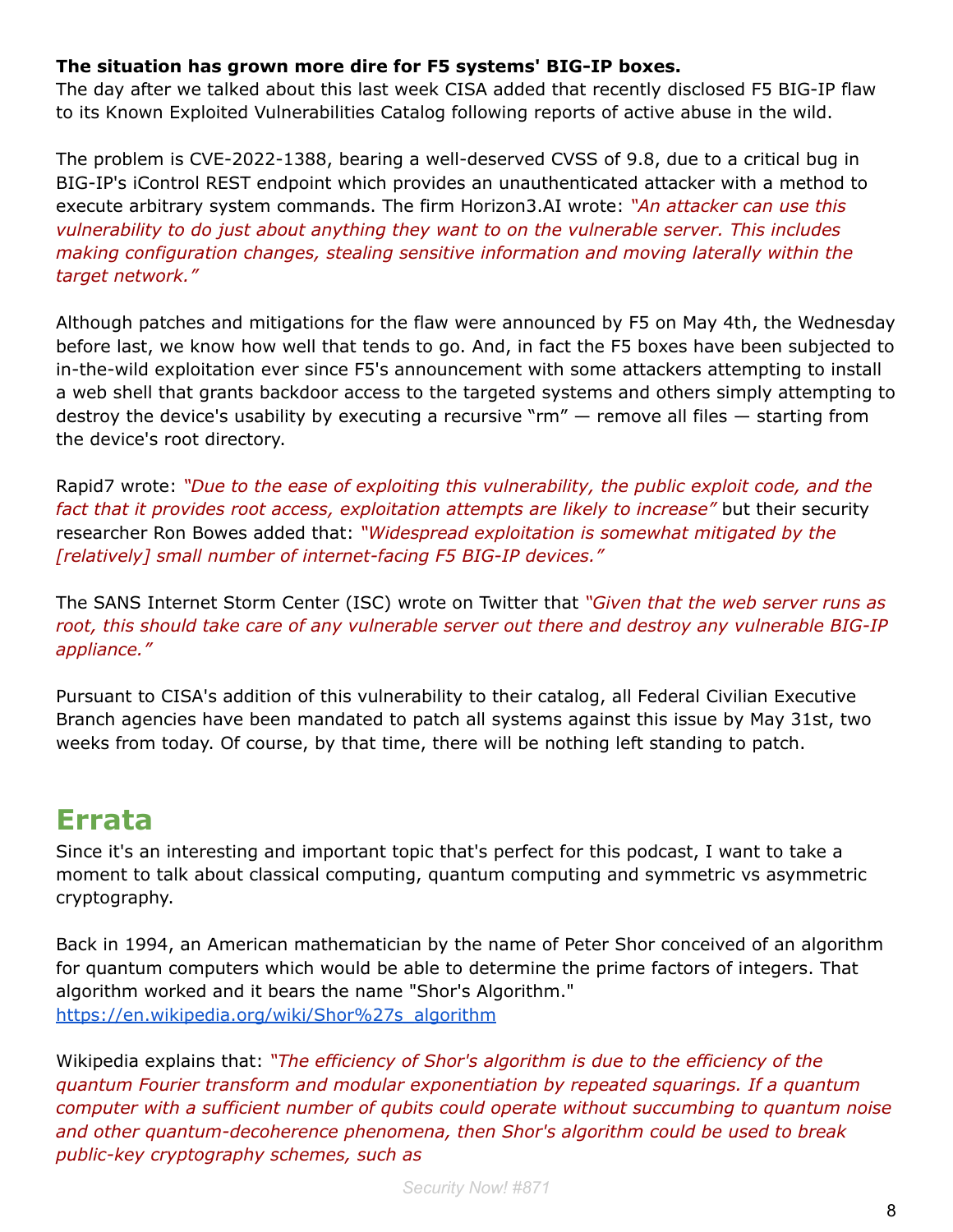**The situation has grown more dire for F5 systems' BIG-IP boxes.**
The day after we talked about this last week CISA added that recently disclosed F5 BIG-IP flaw to its Known Exploited Vulnerabilities Catalog following reports of active abuse in the wild.

The problem is CVE-2022-1388, bearing a well-deserved CVSS of 9.8, due to a critical bug in BIG-IP's iControl REST endpoint which provides an unauthenticated attacker with a method to execute arbitrary system commands. The firm Horizon3.AI wrote: *"An attacker can use this vulnerability to do just about anything they want to on the vulnerable server. This includes making configuration changes, stealing sensitive information and moving laterally within the target network."*

Although patches and mitigations for the flaw were announced by F5 on May 4th, the Wednesday before last, we know how well that tends to go. And, in fact the F5 boxes have been subjected to in-the-wild exploitation ever since F5's announcement with some attackers attempting to install a web shell that grants backdoor access to the targeted systems and others simply attempting to destroy the device's usability by executing a recursive "rm" — remove all files — starting from the device's root directory.

Rapid7 wrote: *"Due to the ease of exploiting this vulnerability, the public exploit code, and the fact that it provides root access, exploitation attempts are likely to increase"* but their security researcher Ron Bowes added that: *"Widespread exploitation is somewhat mitigated by the [relatively] small number of internet-facing F5 BIG-IP devices."*

The SANS Internet Storm Center (ISC) wrote on Twitter that *"Given that the web server runs as root, this should take care of any vulnerable server out there and destroy any vulnerable BIG-IP appliance."*

Pursuant to CISA's addition of this vulnerability to their catalog, all Federal Civilian Executive Branch agencies have been mandated to patch all systems against this issue by May 31st, two weeks from today. Of course, by that time, there will be nothing left standing to patch.

# Errata

Since it's an interesting and important topic that's perfect for this podcast, I want to take a moment to talk about classical computing, quantum computing and symmetric vs asymmetric cryptography.

Back in 1994, an American mathematician by the name of Peter Shor conceived of an algorithm for quantum computers which would be able to determine the prime factors of integers. That algorithm worked and it bears the name "Shor's Algorithm."
https://en.wikipedia.org/wiki/Shor%27s_algorithm

Wikipedia explains that: *"The efficiency of Shor's algorithm is due to the efficiency of the quantum Fourier transform and modular exponentiation by repeated squarings. If a quantum computer with a sufficient number of qubits could operate without succumbing to quantum noise and other quantum-decoherence phenomena, then Shor's algorithm could be used to break public-key cryptography schemes, such as*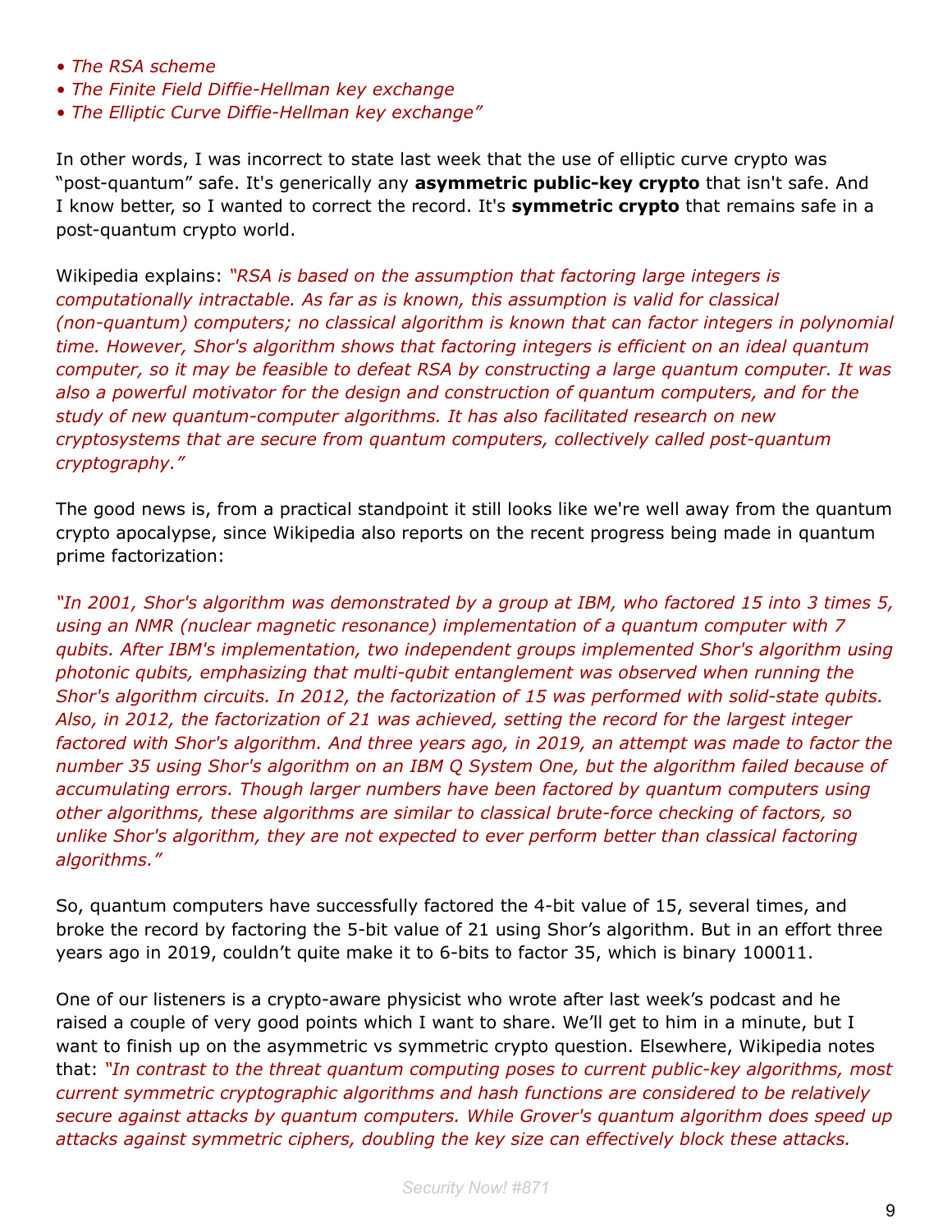- *The RSA scheme*
- *The Finite Field Diffie-Hellman key exchange*
- *The Elliptic Curve Diffie-Hellman key exchange"*

In other words, I was incorrect to state last week that the use of elliptic curve crypto was "post-quantum" safe. It's generically any **asymmetric public-key crypto** that isn't safe. And I know better, so I wanted to correct the record. It's **symmetric crypto** that remains safe in a post-quantum crypto world.

Wikipedia explains: *"RSA is based on the assumption that factoring large integers is computationally intractable. As far as is known, this assumption is valid for classical (non-quantum) computers; no classical algorithm is known that can factor integers in polynomial time. However, Shor's algorithm shows that factoring integers is efficient on an ideal quantum computer, so it may be feasible to defeat RSA by constructing a large quantum computer. It was also a powerful motivator for the design and construction of quantum computers, and for the study of new quantum-computer algorithms. It has also facilitated research on new cryptosystems that are secure from quantum computers, collectively called post-quantum cryptography."*

The good news is, from a practical standpoint it still looks like we're well away from the quantum crypto apocalypse, since Wikipedia also reports on the recent progress being made in quantum prime factorization:

*"In 2001, Shor's algorithm was demonstrated by a group at IBM, who factored 15 into 3 times 5, using an NMR (nuclear magnetic resonance) implementation of a quantum computer with 7 qubits. After IBM's implementation, two independent groups implemented Shor's algorithm using photonic qubits, emphasizing that multi-qubit entanglement was observed when running the Shor's algorithm circuits. In 2012, the factorization of 15 was performed with solid-state qubits. Also, in 2012, the factorization of 21 was achieved, setting the record for the largest integer factored with Shor's algorithm. And three years ago, in 2019, an attempt was made to factor the number 35 using Shor's algorithm on an IBM Q System One, but the algorithm failed because of accumulating errors. Though larger numbers have been factored by quantum computers using other algorithms, these algorithms are similar to classical brute-force checking of factors, so unlike Shor's algorithm, they are not expected to ever perform better than classical factoring algorithms."*

So, quantum computers have successfully factored the 4-bit value of 15, several times, and broke the record by factoring the 5-bit value of 21 using Shor's algorithm. But in an effort three years ago in 2019, couldn't quite make it to 6-bits to factor 35, which is binary 100011.

One of our listeners is a crypto-aware physicist who wrote after last week's podcast and he raised a couple of very good points which I want to share. We'll get to him in a minute, but I want to finish up on the asymmetric vs symmetric crypto question. Elsewhere, Wikipedia notes that: *"In contrast to the threat quantum computing poses to current public-key algorithms, most current symmetric cryptographic algorithms and hash functions are considered to be relatively secure against attacks by quantum computers. While Grover's quantum algorithm does speed up attacks against symmetric ciphers, doubling the key size can effectively block these attacks.*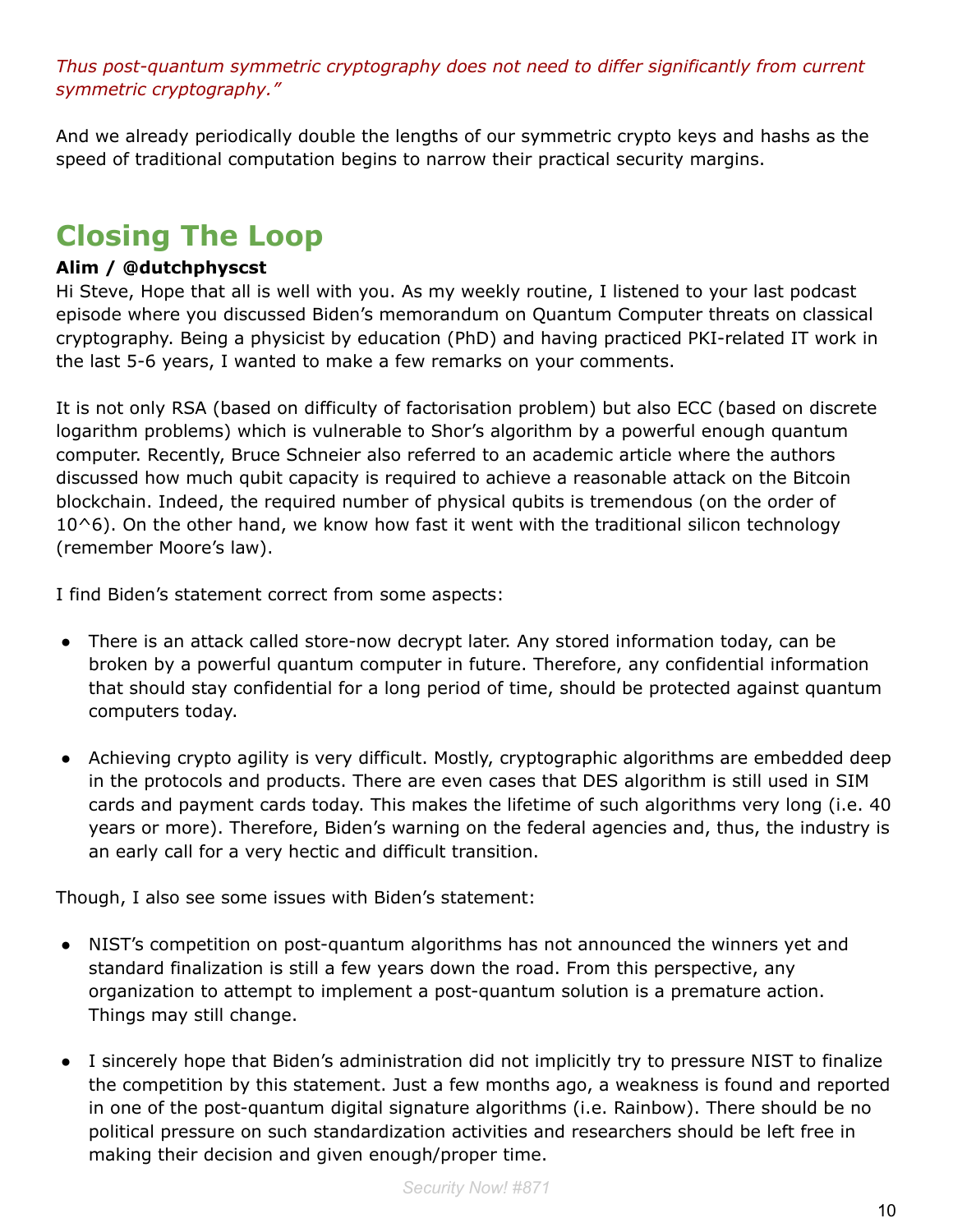*Thus post-quantum symmetric cryptography does not need to differ significantly from current symmetric cryptography."*

And we already periodically double the lengths of our symmetric crypto keys and hashs as the speed of traditional computation begins to narrow their practical security margins.

## Closing The Loop

**Alim / @dutchphyscst**
Hi Steve, Hope that all is well with you. As my weekly routine, I listened to your last podcast episode where you discussed Biden's memorandum on Quantum Computer threats on classical cryptography. Being a physicist by education (PhD) and having practiced PKI-related IT work in the last 5-6 years, I wanted to make a few remarks on your comments.

It is not only RSA (based on difficulty of factorisation problem) but also ECC (based on discrete logarithm problems) which is vulnerable to Shor's algorithm by a powerful enough quantum computer. Recently, Bruce Schneier also referred to an academic article where the authors discussed how much qubit capacity is required to achieve a reasonable attack on the Bitcoin blockchain. Indeed, the required number of physical qubits is tremendous (on the order of 10^6). On the other hand, we know how fast it went with the traditional silicon technology (remember Moore's law).

I find Biden's statement correct from some aspects:

- There is an attack called store-now decrypt later. Any stored information today, can be broken by a powerful quantum computer in future. Therefore, any confidential information that should stay confidential for a long period of time, should be protected against quantum computers today.
- Achieving crypto agility is very difficult. Mostly, cryptographic algorithms are embedded deep in the protocols and products. There are even cases that DES algorithm is still used in SIM cards and payment cards today. This makes the lifetime of such algorithms very long (i.e. 40 years or more). Therefore, Biden's warning on the federal agencies and, thus, the industry is an early call for a very hectic and difficult transition.

Though, I also see some issues with Biden's statement:

- NIST's competition on post-quantum algorithms has not announced the winners yet and standard finalization is still a few years down the road. From this perspective, any organization to attempt to implement a post-quantum solution is a premature action. Things may still change.
- I sincerely hope that Biden's administration did not implicitly try to pressure NIST to finalize the competition by this statement. Just a few months ago, a weakness is found and reported in one of the post-quantum digital signature algorithms (i.e. Rainbow). There should be no political pressure on such standardization activities and researchers should be left free in making their decision and given enough/proper time.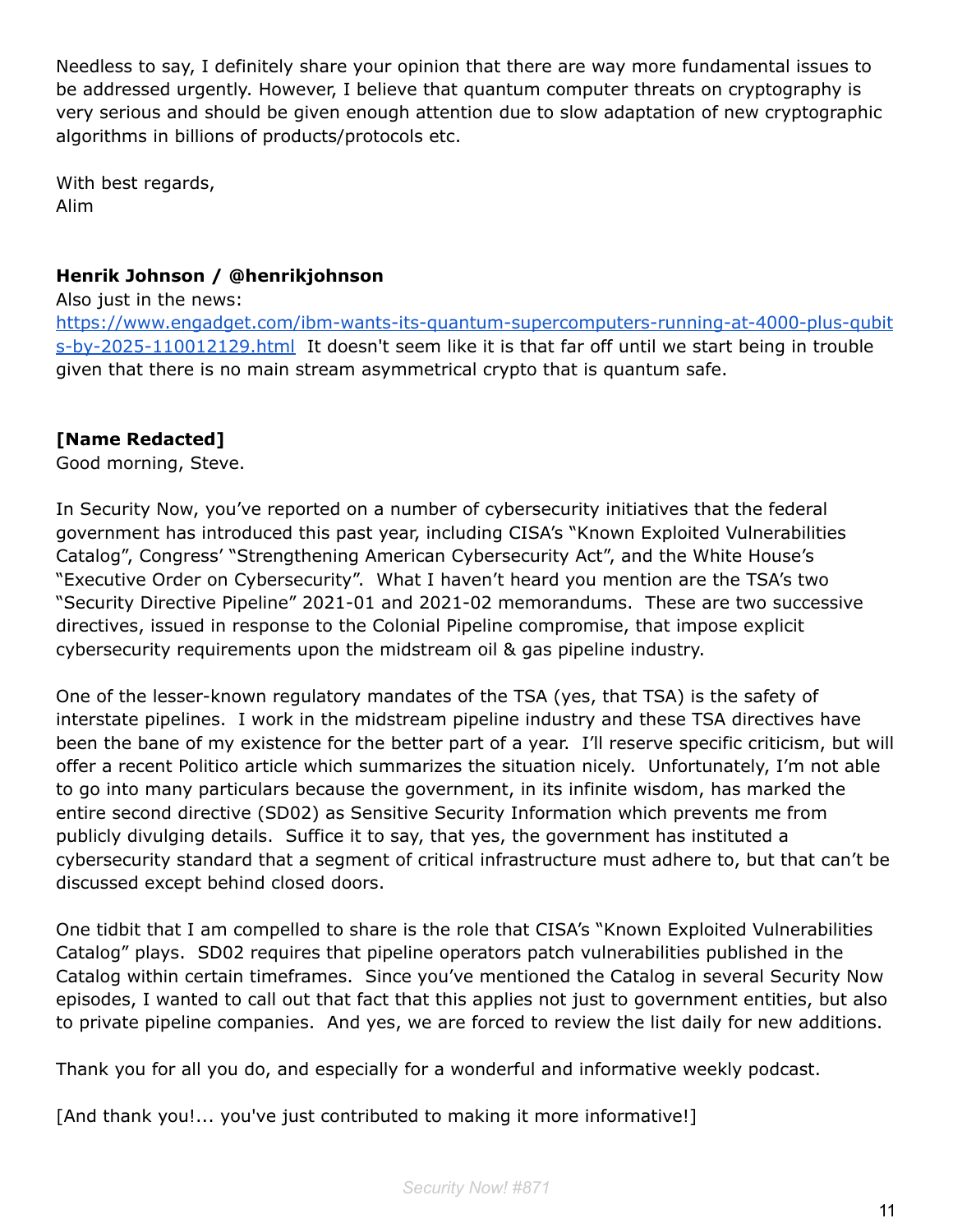Needless to say, I definitely share your opinion that there are way more fundamental issues to be addressed urgently. However, I believe that quantum computer threats on cryptography is very serious and should be given enough attention due to slow adaptation of new cryptographic algorithms in billions of products/protocols etc.

With best regards,
Alim

**Henrik Johnson / @henrikjohnson**
Also just in the news:
https://www.engadget.com/ibm-wants-its-quantum-supercomputers-running-at-4000-plus-qubits-by-2025-110012129.html It doesn't seem like it is that far off until we start being in trouble given that there is no main stream asymmetrical crypto that is quantum safe.

**[Name Redacted]**
Good morning, Steve.

In Security Now, you've reported on a number of cybersecurity initiatives that the federal government has introduced this past year, including CISA's "Known Exploited Vulnerabilities Catalog", Congress' "Strengthening American Cybersecurity Act", and the White House's "Executive Order on Cybersecurity". What I haven't heard you mention are the TSA's two "Security Directive Pipeline" 2021-01 and 2021-02 memorandums. These are the two successive directives, issued in response to the Colonial Pipeline compromise, that impose explicit cybersecurity requirements upon the midstream oil & gas pipeline industry.

One of the lesser-known regulatory mandates of the TSA (yes, that TSA) is the safety of interstate pipelines. I work in the midstream pipeline industry and these TSA directives have been the bane of my existence for the better part of a year. I'll reserve specific criticism, but will offer a recent Politico article which summarizes the situation nicely. Unfortunately, I'm not able to go into many particulars because the government, in its infinite wisdom, has marked the entire second directive (SD02) as Sensitive Security Information which prevents me from publicly divulging details. Suffice it to say, that yes, the government has instituted a cybersecurity standard that a segment of critical infrastructure must adhere to, but that can't be discussed except behind closed doors.

One tidbit that I am compelled to share is the role that CISA's "Known Exploited Vulnerabilities Catalog" plays. SD02 requires that pipeline operators patch vulnerabilities published in the Catalog within certain timeframes. Since you've mentioned the Catalog in several Security Now episodes, I wanted to call out that fact that this applies not just to government entities, but also to private pipeline companies. And yes, we are forced to review the list daily for new additions.

Thank you for all you do, and especially for a wonderful and informative weekly podcast.

[And thank you!... you've just contributed to making it more informative!]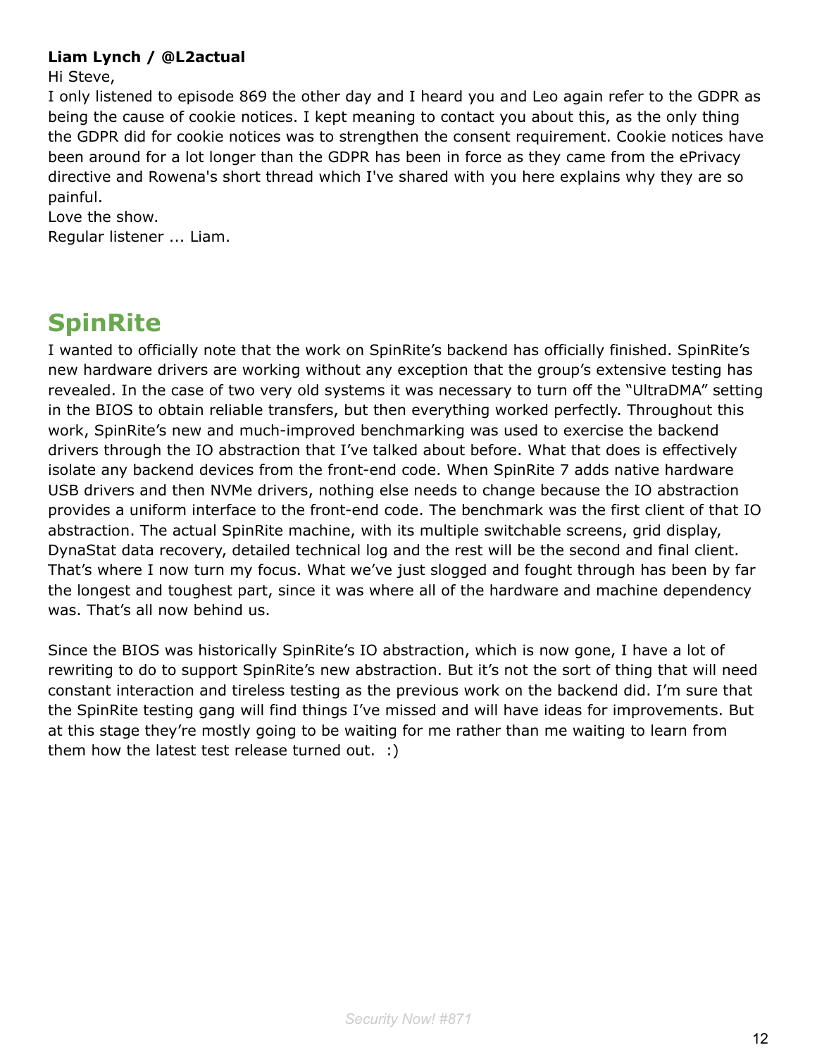**Liam Lynch / @L2actual**

Hi Steve,

I only listened to episode 869 the other day and I heard you and Leo again refer to the GDPR as being the cause of cookie notices. I kept meaning to contact you about this, as the only thing the GDPR did for cookie notices was to strengthen the consent requirement. Cookie notices have been around for a lot longer than the GDPR has been in force as they came from the ePrivacy directive and Rowena's short thread which I've shared with you here explains why they are so painful.

Love the show.

Regular listener ... Liam.

## SpinRite

I wanted to officially note that the work on SpinRite's backend has officially finished. SpinRite's new hardware drivers are working without any exception that the group's extensive testing has revealed. In the case of two very old systems it was necessary to turn off the "UltraDMA" setting in the BIOS to obtain reliable transfers, but then everything worked perfectly. Throughout this work, SpinRite's new and much-improved benchmarking was used to exercise the backend drivers through the IO abstraction that I've talked about before. What that does is effectively isolate any backend devices from the front-end code. When SpinRite 7 adds native hardware USB drivers and then NVMe drivers, nothing else needs to change because the IO abstraction provides a uniform interface to the front-end code. The benchmark was the first client of that IO abstraction. The actual SpinRite machine, with its multiple switchable screens, grid display, DynaStat data recovery, detailed technical log and the rest will be the second and final client. That's where I now turn my focus. What we've just slogged and fought through has been by far the longest and toughest part, since it was where all of the hardware and machine dependency was. That's all now behind us.

Since the BIOS was historically SpinRite's IO abstraction, which is now gone, I have a lot of rewriting to do to support SpinRite's new abstraction. But it's not the sort of thing that will need constant interaction and tireless testing as the previous work on the backend did. I'm sure that the SpinRite testing gang will find things I've missed and will have ideas for improvements. But at this stage they're mostly going to be waiting for me rather than me waiting to learn from them how the latest test release turned out. :)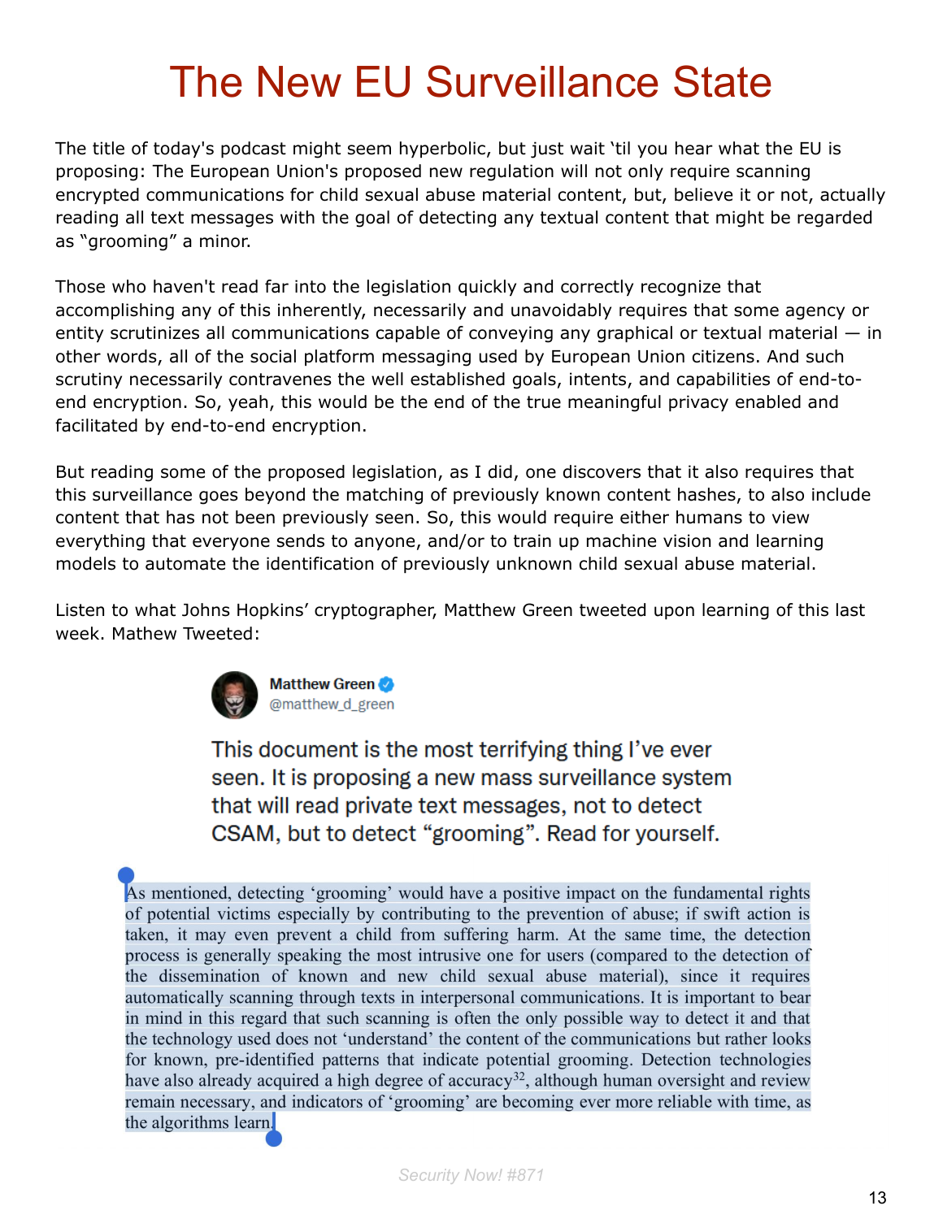# The New EU Surveillance State

The title of today's podcast might seem hyperbolic, but just wait 'til you hear what the EU is proposing: The European Union's proposed new regulation will not only require scanning encrypted communications for child sexual abuse material content, but, believe it or not, actually reading all text messages with the goal of detecting any textual content that might be regarded as "grooming" a minor.

Those who haven't read far into the legislation quickly and correctly recognize that accomplishing any of this inherently, necessarily and unavoidably requires that some agency or entity scrutinizes all communications capable of conveying any graphical or textual material — in other words, all of the social platform messaging used by European Union citizens. And such scrutiny necessarily contravenes the well established goals, intents, and capabilities of end-to-end encryption. So, yeah, this would be the end of the true meaningful privacy enabled and facilitated by end-to-end encryption.

But reading some of the proposed legislation, as I did, one discovers that it also requires that this surveillance goes beyond the matching of previously known content hashes, to also include content that has not been previously seen. So, this would require either humans to view everything that everyone sends to anyone, and/or to train up machine vision and learning models to automate the identification of previously unknown child sexual abuse material.

Listen to what Johns Hopkins' cryptographer, Matthew Green tweeted upon learning of this last week. Mathew Tweeted:

> **Matthew Green** @matthew_d_green
>
> This document is the most terrifying thing I've ever seen. It is proposing a new mass surveillance system that will read private text messages, not to detect CSAM, but to detect "grooming". Read for yourself.
>
> As mentioned, detecting 'grooming' would have a positive impact on the fundamental rights of potential victims especially by contributing to the prevention of abuse; if swift action is taken, it may even prevent a child from suffering harm. At the same time, the detection process is generally speaking the most intrusive one for users (compared to the detection of the dissemination of known and new child sexual abuse material), since it requires automatically scanning through texts in interpersonal communications. It is important to bear in mind in this regard that such scanning is often the only possible way to detect it and that the technology used does not 'understand' the content of the communications but rather looks for known, pre-identified patterns that indicate potential grooming. Detection technologies have also already acquired a high degree of accuracy[32], although human oversight and review remain necessary, and indicators of 'grooming' are becoming ever more reliable with time, as the algorithms learn.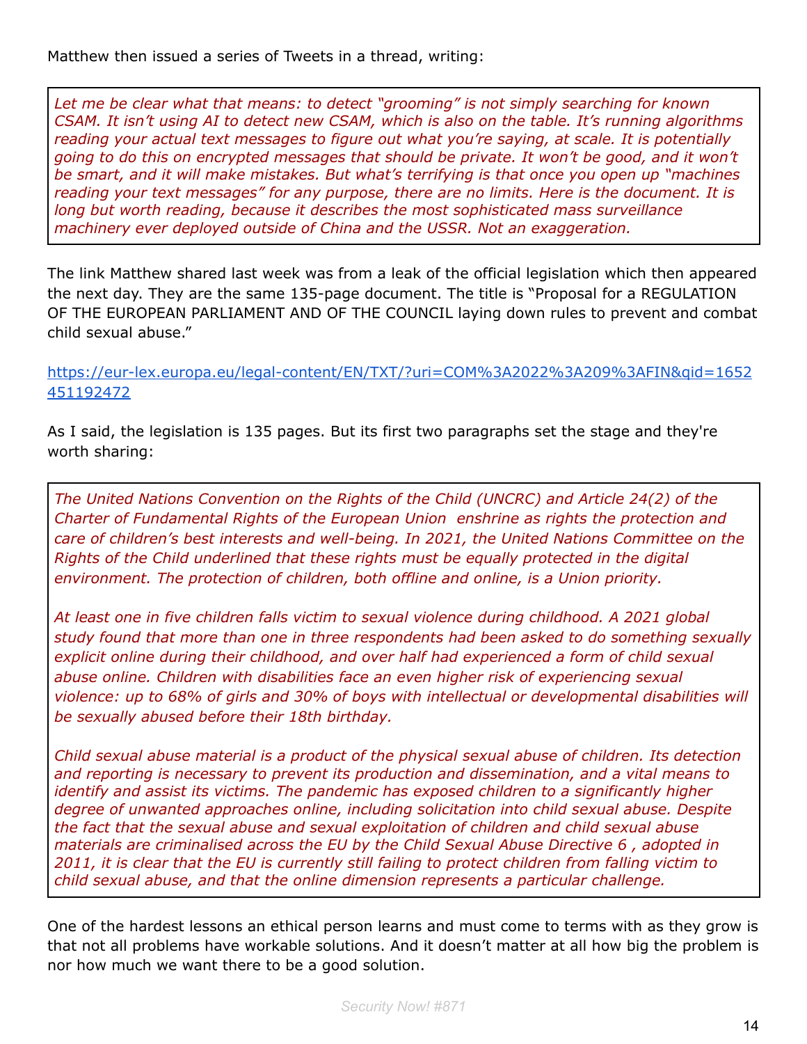Matthew then issued a series of Tweets in a thread, writing:

> *Let me be clear what that means: to detect "grooming" is not simply searching for known CSAM. It isn't using AI to detect new CSAM, which is also on the table. It's running algorithms reading your actual text messages to figure out what you're saying, at scale. It is potentially going to do this on encrypted messages that should be private. It won't be good, and it won't be smart, and it will make mistakes. But what's terrifying is that once you open up "machines reading your text messages" for any purpose, there are no limits. Here is the document. It is long but worth reading, because it describes the most sophisticated mass surveillance machinery ever deployed outside of China and the USSR. Not an exaggeration.*

The link Matthew shared last week was from a leak of the official legislation which then appeared the next day. They are the same 135-page document. The title is "Proposal for a REGULATION OF THE EUROPEAN PARLIAMENT AND OF THE COUNCIL laying down rules to prevent and combat child sexual abuse."

https://eur-lex.europa.eu/legal-content/EN/TXT/?uri=COM%3A2022%3A209%3AFIN&qid=1652451192472

As I said, the legislation is 135 pages. But its first two paragraphs set the stage and they're worth sharing:

> *The United Nations Convention on the Rights of the Child (UNCRC) and Article 24(2) of the Charter of Fundamental Rights of the European Union enshrine as rights the protection and care of children's best interests and well-being. In 2021, the United Nations Committee on the Rights of the Child underlined that these rights must be equally protected in the digital environment. The protection of children, both offline and online, is a Union priority.*
>
> *At least one in five children falls victim to sexual violence during childhood. A 2021 global study found that more than one in three respondents had been asked to do something sexually explicit online during their childhood, and over half had experienced a form of child sexual abuse online. Children with disabilities face an even higher risk of experiencing sexual violence: up to 68% of girls and 30% of boys with intellectual or developmental disabilities will be sexually abused before their 18th birthday.*
>
> *Child sexual abuse material is a product of the physical sexual abuse of children. Its detection and reporting is necessary to prevent its production and dissemination, and a vital means to identify and assist its victims. The pandemic has exposed children to a significantly higher degree of unwanted approaches online, including solicitation into child sexual abuse. Despite the fact that the sexual abuse and sexual exploitation of children and child sexual abuse materials are criminalised across the EU by the Child Sexual Abuse Directive 6 , adopted in 2011, it is clear that the EU is currently still failing to protect children from falling victim to child sexual abuse, and that the online dimension represents a particular challenge.*

One of the hardest lessons an ethical person learns and must come to terms with as they grow is that not all problems have workable solutions. And it doesn't matter at all how big the problem is nor how much we want there to be a good solution.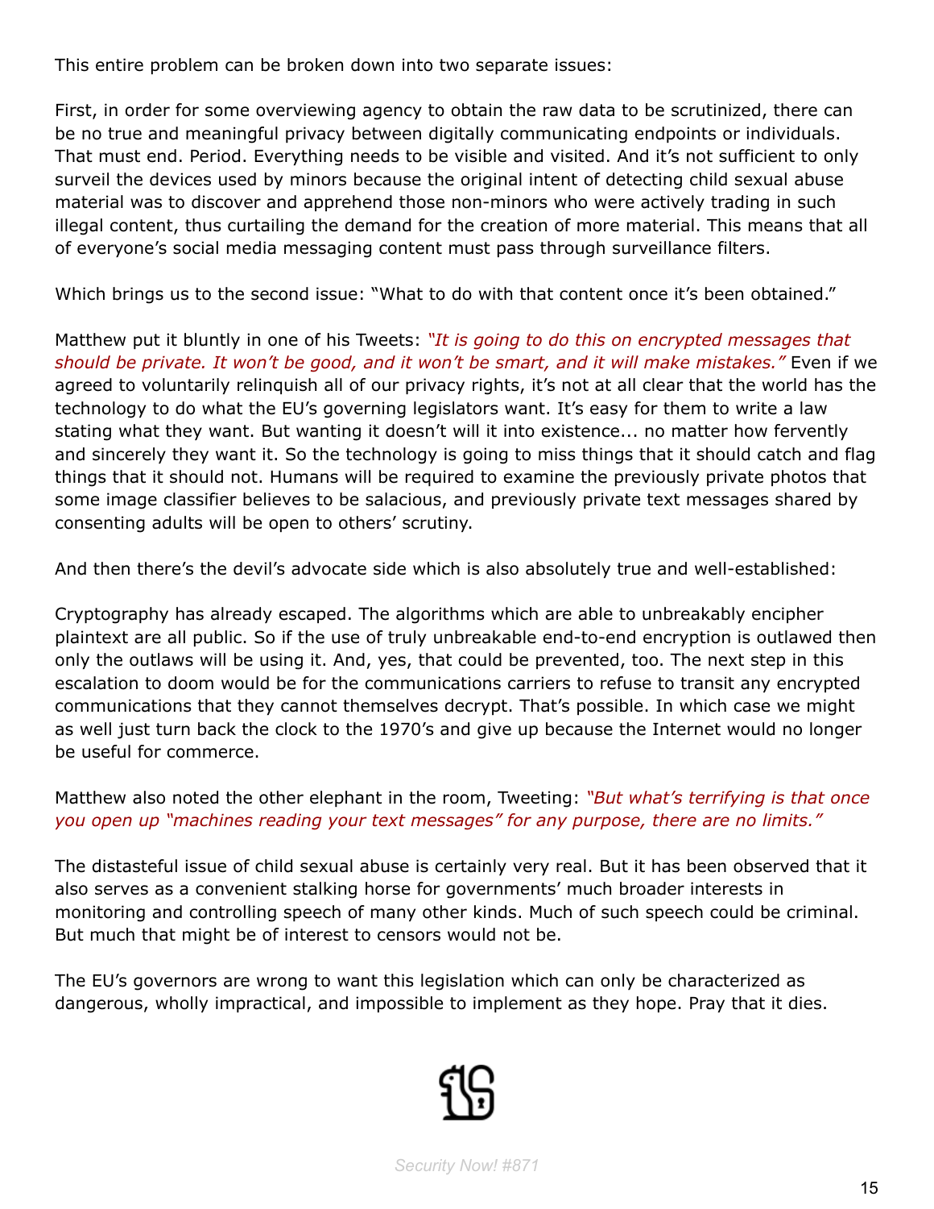This entire problem can be broken down into two separate issues:

First, in order for some overviewing agency to obtain the raw data to be scrutinized, there can be no true and meaningful privacy between digitally communicating endpoints or individuals. That must end. Period. Everything needs to be visible and visited. And it's not sufficient to only surveil the devices used by minors because the original intent of detecting child sexual abuse material was to discover and apprehend those non-minors who were actively trading in such illegal content, thus curtailing the demand for the creation of more material. This means that all of everyone's social media messaging content must pass through surveillance filters.

Which brings us to the second issue: "What to do with that content once it's been obtained."

Matthew put it bluntly in one of his Tweets: *"It is going to do this on encrypted messages that should be private. It won't be good, and it won't be smart, and it will make mistakes."* Even if we agreed to voluntarily relinquish all of our privacy rights, it's not at all clear that the world has the technology to do what the EU's governing legislators want. It's easy for them to write a law stating what they want. But wanting it doesn't will it into existence... no matter how fervently and sincerely they want it. So the technology is going to miss things that it should catch and flag things that it should not. Humans will be required to examine the previously private photos that some image classifier believes to be salacious, and previously private text messages shared by consenting adults will be open to others' scrutiny.

And then there's the devil's advocate side which is also absolutely true and well-established:

Cryptography has already escaped. The algorithms which are able to unbreakably encipher plaintext are all public. So if the use of truly unbreakable end-to-end encryption is outlawed then only the outlaws will be using it. And, yes, that could be prevented, too. The next step in this escalation to doom would be for the communications carriers to refuse to transit any encrypted communications that they cannot themselves decrypt. That's possible. In which case we might as well just turn back the clock to the 1970's and give up because the Internet would no longer be useful for commerce.

Matthew also noted the other elephant in the room, Tweeting: *"But what's terrifying is that once you open up "machines reading your text messages" for any purpose, there are no limits."*

The distasteful issue of child sexual abuse is certainly very real. But it has been observed that it also serves as a convenient stalking horse for governments' much broader interests in monitoring and controlling speech of many other kinds. Much of such speech could be criminal. But much that might be of interest to censors would not be.

The EU's governors are wrong to want this legislation which can only be characterized as dangerous, wholly impractical, and impossible to implement as they hope. Pray that it dies.